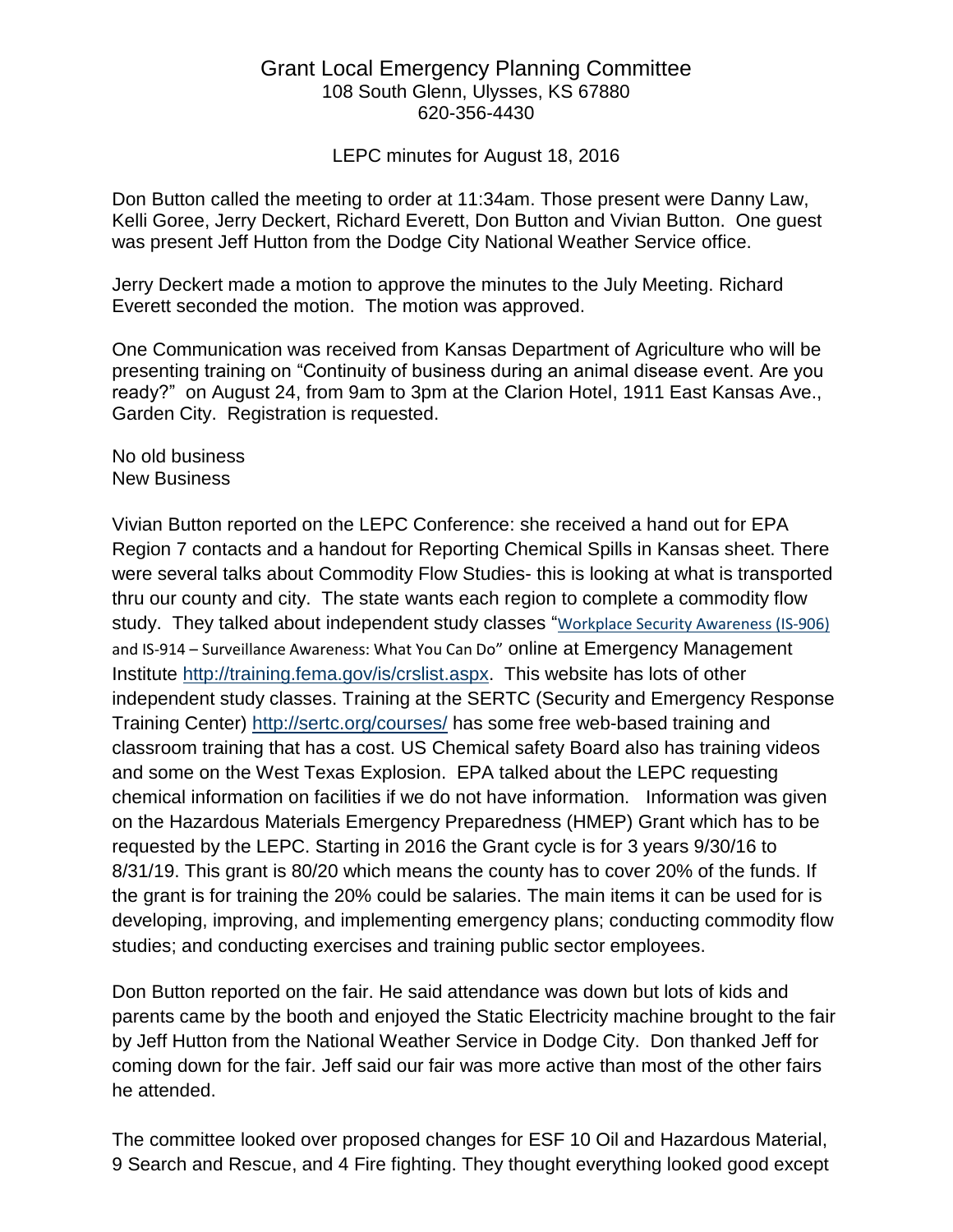# Grant Local Emergency Planning Committee

108 South Glenn, Ulysses, KS 67880
620-356-4430

LEPC minutes for August 18, 2016

Don Button called the meeting to order at 11:34am. Those present were Danny Law, Kelli Goree, Jerry Deckert, Richard Everett, Don Button and Vivian Button. One guest was present Jeff Hutton from the Dodge City National Weather Service office.

Jerry Deckert made a motion to approve the minutes to the July Meeting. Richard Everett seconded the motion. The motion was approved.

One Communication was received from Kansas Department of Agriculture who will be presenting training on "Continuity of business during an animal disease event. Are you ready?" on August 24, from 9am to 3pm at the Clarion Hotel, 1911 East Kansas Ave., Garden City. Registration is requested.

No old business
New Business

Vivian Button reported on the LEPC Conference: she received a hand out for EPA Region 7 contacts and a handout for Reporting Chemical Spills in Kansas sheet. There were several talks about Commodity Flow Studies- this is looking at what is transported thru our county and city. The state wants each region to complete a commodity flow study. They talked about independent study classes "Workplace Security Awareness (IS-906) and IS-914 – Surveillance Awareness: What You Can Do" online at Emergency Management Institute http://training.fema.gov/is/crslist.aspx. This website has lots of other independent study classes. Training at the SERTC (Security and Emergency Response Training Center) http://sertc.org/courses/ has some free web-based training and classroom training that has a cost. US Chemical safety Board also has training videos and some on the West Texas Explosion. EPA talked about the LEPC requesting chemical information on facilities if we do not have information. Information was given on the Hazardous Materials Emergency Preparedness (HMEP) Grant which has to be requested by the LEPC. Starting in 2016 the Grant cycle is for 3 years 9/30/16 to 8/31/19. This grant is 80/20 which means the county has to cover 20% of the funds. If the grant is for training the 20% could be salaries. The main items it can be used for is developing, improving, and implementing emergency plans; conducting commodity flow studies; and conducting exercises and training public sector employees.

Don Button reported on the fair. He said attendance was down but lots of kids and parents came by the booth and enjoyed the Static Electricity machine brought to the fair by Jeff Hutton from the National Weather Service in Dodge City. Don thanked Jeff for coming down for the fair. Jeff said our fair was more active than most of the other fairs he attended.

The committee looked over proposed changes for ESF 10 Oil and Hazardous Material, 9 Search and Rescue, and 4 Fire fighting. They thought everything looked good except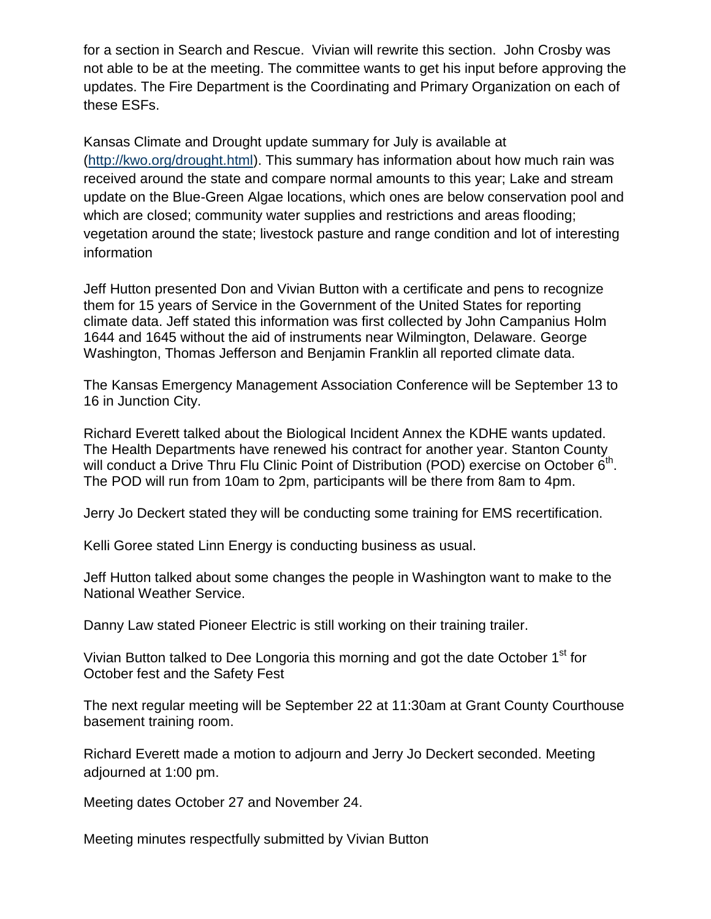for a section in Search and Rescue. Vivian will rewrite this section. John Crosby was not able to be at the meeting. The committee wants to get his input before approving the updates. The Fire Department is the Coordinating and Primary Organization on each of these ESFs.

Kansas Climate and Drought update summary for July is available at (http://kwo.org/drought.html). This summary has information about how much rain was received around the state and compare normal amounts to this year; Lake and stream update on the Blue-Green Algae locations, which ones are below conservation pool and which are closed; community water supplies and restrictions and areas flooding; vegetation around the state; livestock pasture and range condition and lot of interesting information

Jeff Hutton presented Don and Vivian Button with a certificate and pens to recognize them for 15 years of Service in the Government of the United States for reporting climate data. Jeff stated this information was first collected by John Campanius Holm 1644 and 1645 without the aid of instruments near Wilmington, Delaware. George Washington, Thomas Jefferson and Benjamin Franklin all reported climate data.

The Kansas Emergency Management Association Conference will be September 13 to 16 in Junction City.

Richard Everett talked about the Biological Incident Annex the KDHE wants updated. The Health Departments have renewed his contract for another year. Stanton County will conduct a Drive Thru Flu Clinic Point of Distribution (POD) exercise on October 6th. The POD will run from 10am to 2pm, participants will be there from 8am to 4pm.

Jerry Jo Deckert stated they will be conducting some training for EMS recertification.

Kelli Goree stated Linn Energy is conducting business as usual.

Jeff Hutton talked about some changes the people in Washington want to make to the National Weather Service.

Danny Law stated Pioneer Electric is still working on their training trailer.

Vivian Button talked to Dee Longoria this morning and got the date October 1st for October fest and the Safety Fest

The next regular meeting will be September 22 at 11:30am at Grant County Courthouse basement training room.

Richard Everett made a motion to adjourn and Jerry Jo Deckert seconded. Meeting adjourned at 1:00 pm.

Meeting dates October 27 and November 24.

Meeting minutes respectfully submitted by Vivian Button